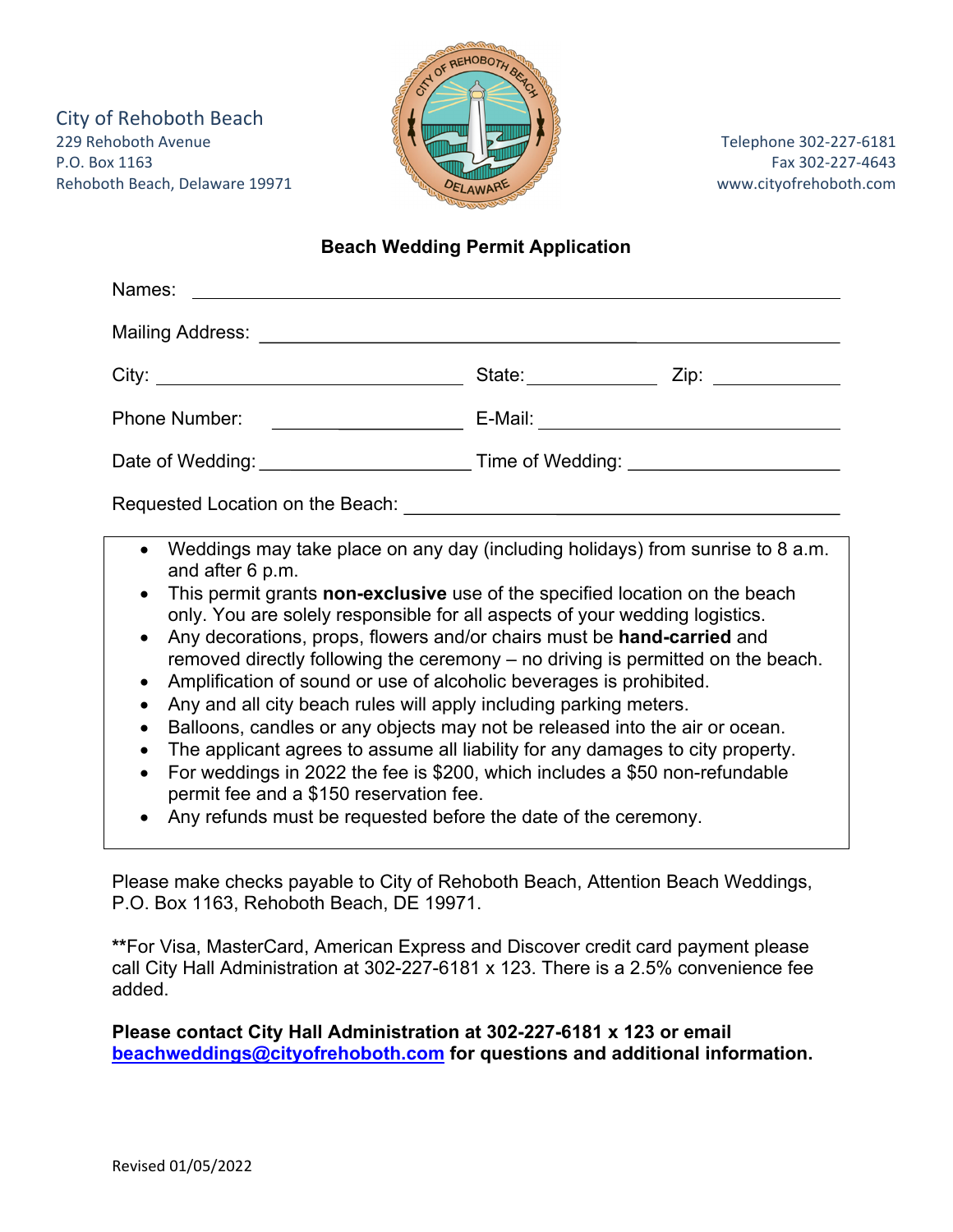City of Rehoboth Beach
229 Rehoboth Avenue
P.O. Box 1163
Rehoboth Beach, Delaware 19971

Telephone 302-227-6181
Fax 302-227-4643
www.cityofrehoboth.com

## Beach Wedding Permit Application

Names: ______________________________________________

Mailing Address: ______________________________________________

City: ______________________ State: __________ Zip: __________

Phone Number: ______________ E-Mail: ______________________

Date of Wedding: ______________ Time of Wedding: ______________

Requested Location on the Beach: ______________________________

- Weddings may take place on any day (including holidays) from sunrise to 8 a.m. and after 6 p.m.
- This permit grants **non-exclusive** use of the specified location on the beach only. You are solely responsible for all aspects of your wedding logistics.
- Any decorations, props, flowers and/or chairs must be **hand-carried** and removed directly following the ceremony – no driving is permitted on the beach.
- Amplification of sound or use of alcoholic beverages is prohibited.
- Any and all city beach rules will apply including parking meters.
- Balloons, candles or any objects may not be released into the air or ocean.
- The applicant agrees to assume all liability for any damages to city property.
- For weddings in 2022 the fee is $200, which includes a $50 non-refundable permit fee and a $150 reservation fee.
- Any refunds must be requested before the date of the ceremony.

Please make checks payable to City of Rehoboth Beach, Attention Beach Weddings, P.O. Box 1163, Rehoboth Beach, DE 19971.

**For Visa, MasterCard, American Express and Discover credit card payment please call City Hall Administration at 302-227-6181 x 123. There is a 2.5% convenience fee added.

**Please contact City Hall Administration at 302-227-6181 x 123 or email beachweddings@cityofrehoboth.com for questions and additional information.**

Revised 01/05/2022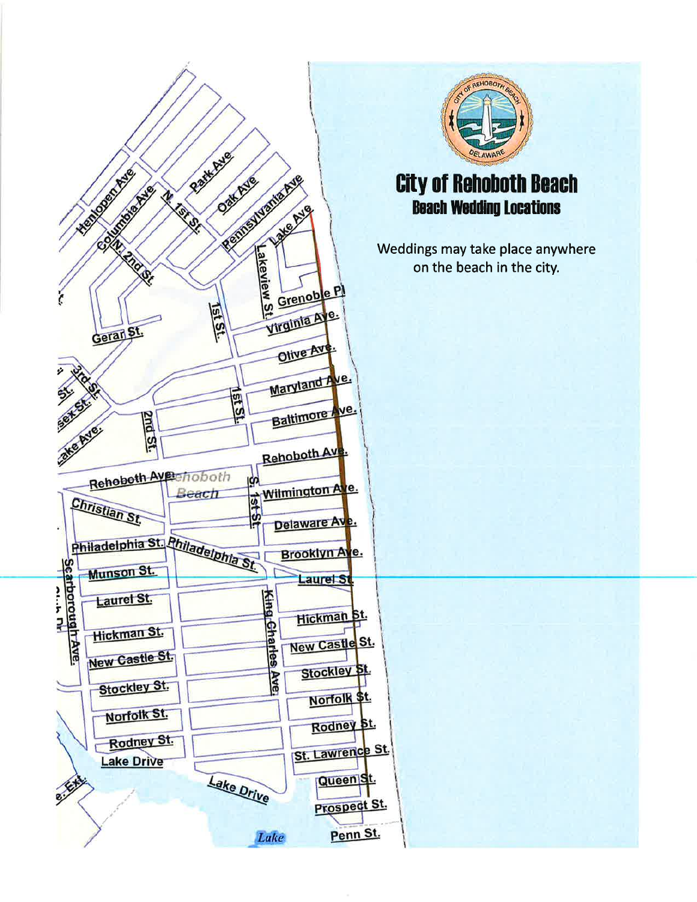# City of Rehoboth Beach

## Beach Wedding Locations

Weddings may take place anywhere on the beach in the city.

Henlopen Ave
Columbia Ave
N. 2nd St.
N. 1st St.
Park Ave
Oak Ave
Pennsylvania Ave
Lake Ave
Lakeview St.
Grenoble Pl
Virginia Ave.
Olive Ave.
Maryland Ave.
Baltimore Ave.
Rehoboth Ave.
Wilmington Ave.
Delaware Ave.
Brooklyn Ave.
Laurel St.
Hickman St.
New Castle St.
Stockley St.
Norfolk St.
Rodney St.
St. Lawrence St.
Queen St.
Prospect St.
Penn St.
Geran St.
1st St.
2nd St.
3rd St.
Lake Ave.
Rehoboth Ave.
Rehoboth Beach
S. 1st St.
Christian St.
Philadelphia St.
Munson St.
Scarborough Ave.
King Charles Ave.
Lake Drive
Lake